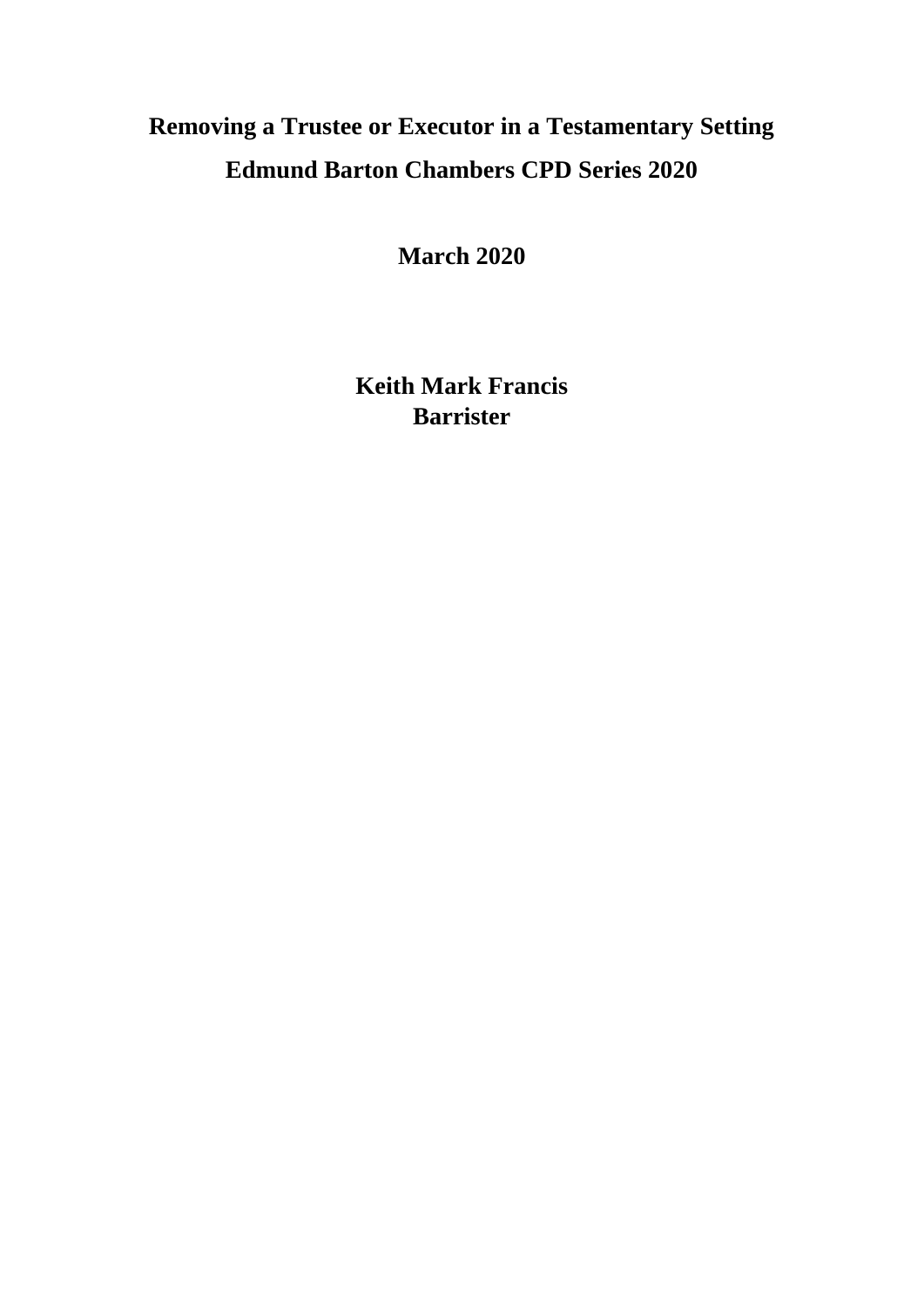# Removing a Trustee or Executor in a Testamentary Setting

## Edmund Barton Chambers CPD Series 2020

**March 2020**

**Keith Mark Francis**
**Barrister**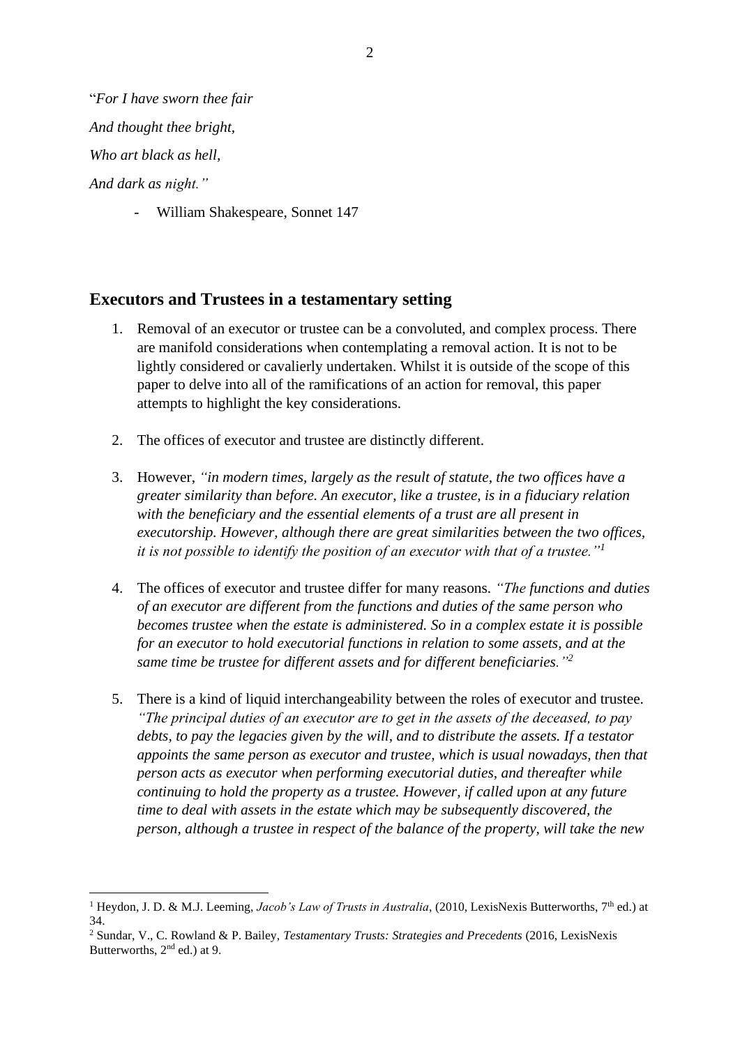"*For I have sworn thee fair*

*And thought thee bright,*

*Who art black as hell,*

*And dark as night."*

- William Shakespeare, Sonnet 147

## Executors and Trustees in a testamentary setting

1. Removal of an executor or trustee can be a convoluted, and complex process. There are manifold considerations when contemplating a removal action. It is not to be lightly considered or cavalierly undertaken. Whilst it is outside of the scope of this paper to delve into all of the ramifications of an action for removal, this paper attempts to highlight the key considerations.

2. The offices of executor and trustee are distinctly different.

3. However, *"in modern times, largely as the result of statute, the two offices have a greater similarity than before. An executor, like a trustee, is in a fiduciary relation with the beneficiary and the essential elements of a trust are all present in executorship. However, although there are great similarities between the two offices, it is not possible to identify the position of an executor with that of a trustee."*[1]

4. The offices of executor and trustee differ for many reasons. *"The functions and duties of an executor are different from the functions and duties of the same person who becomes trustee when the estate is administered. So in a complex estate it is possible for an executor to hold executorial functions in relation to some assets, and at the same time be trustee for different assets and for different beneficiaries."*[2]

5. There is a kind of liquid interchangeability between the roles of executor and trustee. *"The principal duties of an executor are to get in the assets of the deceased, to pay debts, to pay the legacies given by the will, and to distribute the assets. If a testator appoints the same person as executor and trustee, which is usual nowadays, then that person acts as executor when performing executorial duties, and thereafter while continuing to hold the property as a trustee. However, if called upon at any future time to deal with assets in the estate which may be subsequently discovered, the person, although a trustee in respect of the balance of the property, will take the new*

---

[1] Heydon, J. D. & M.J. Leeming, *Jacob's Law of Trusts in Australia*, (2010, LexisNexis Butterworths, 7th ed.) at 34.

[2] Sundar, V., C. Rowland & P. Bailey, *Testamentary Trusts: Strategies and Precedents* (2016, LexisNexis Butterworths, 2nd ed.) at 9.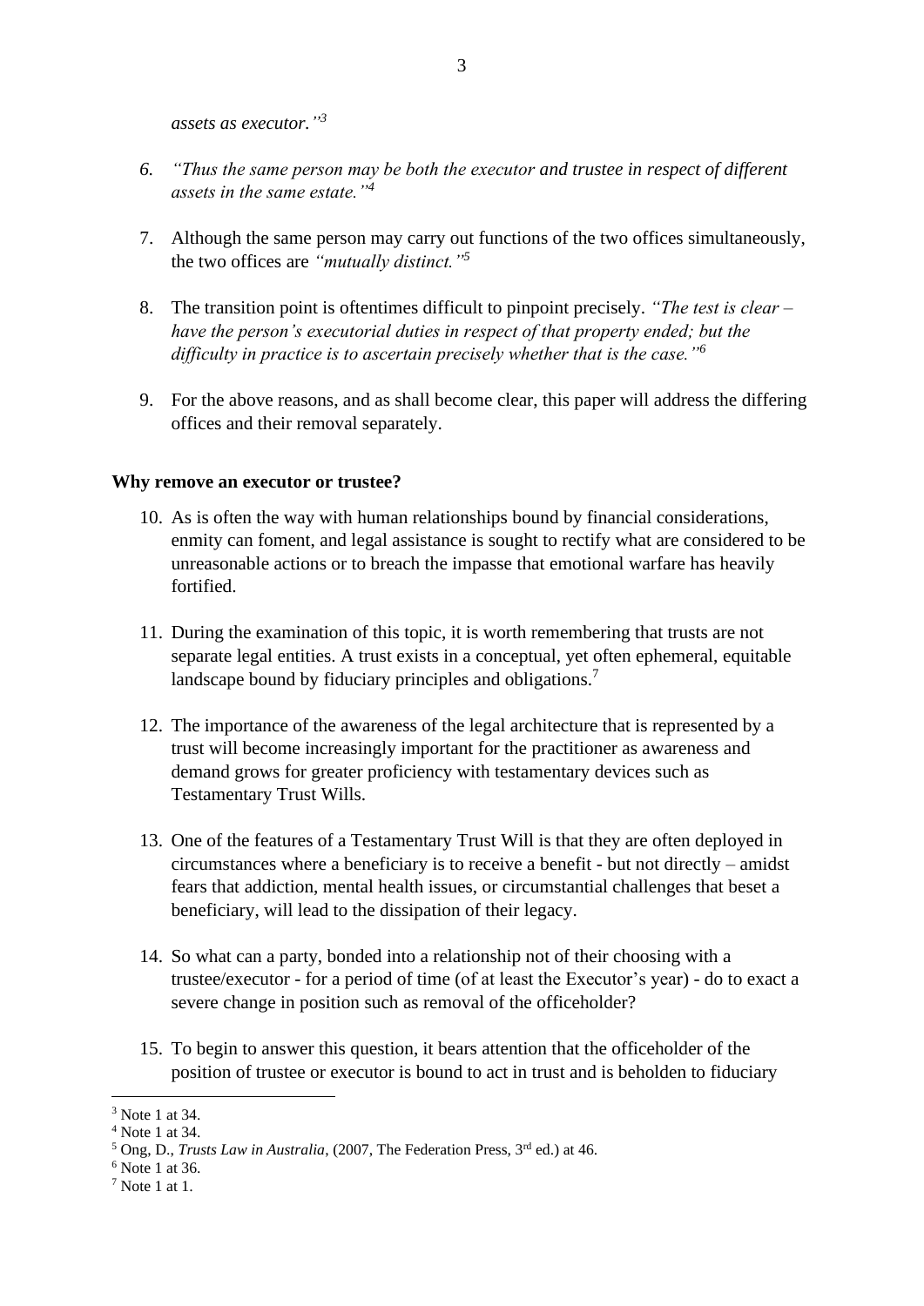*assets as executor."*[3]

6. *"Thus the same person may be both the executor* and trustee in respect of different *assets in the same estate."*[4]

7. Although the same person may carry out functions of the two offices simultaneously, the two offices are *"mutually distinct."*[5]

8. The transition point is oftentimes difficult to pinpoint precisely. *"The test is clear – have the person's executorial duties in respect of that property ended; but the difficulty in practice is to ascertain precisely whether that is the case."*[6]

9. For the above reasons, and as shall become clear, this paper will address the differing offices and their removal separately.

**Why remove an executor or trustee?**

10. As is often the way with human relationships bound by financial considerations, enmity can foment, and legal assistance is sought to rectify what are considered to be unreasonable actions or to breach the impasse that emotional warfare has heavily fortified.

11. During the examination of this topic, it is worth remembering that trusts are not separate legal entities. A trust exists in a conceptual, yet often ephemeral, equitable landscape bound by fiduciary principles and obligations.[7]

12. The importance of the awareness of the legal architecture that is represented by a trust will become increasingly important for the practitioner as awareness and demand grows for greater proficiency with testamentary devices such as Testamentary Trust Wills.

13. One of the features of a Testamentary Trust Will is that they are often deployed in circumstances where a beneficiary is to receive a benefit - but not directly – amidst fears that addiction, mental health issues, or circumstantial challenges that beset a beneficiary, will lead to the dissipation of their legacy.

14. So what can a party, bonded into a relationship not of their choosing with a trustee/executor - for a period of time (of at least the Executor's year) - do to exact a severe change in position such as removal of the officeholder?

15. To begin to answer this question, it bears attention that the officeholder of the position of trustee or executor is bound to act in trust and is beholden to fiduciary

---

[3] Note 1 at 34.

[4] Note 1 at 34.

[5] Ong, D., *Trusts Law in Australia*, (2007, The Federation Press, 3rd ed.) at 46.

[6] Note 1 at 36.

[7] Note 1 at 1.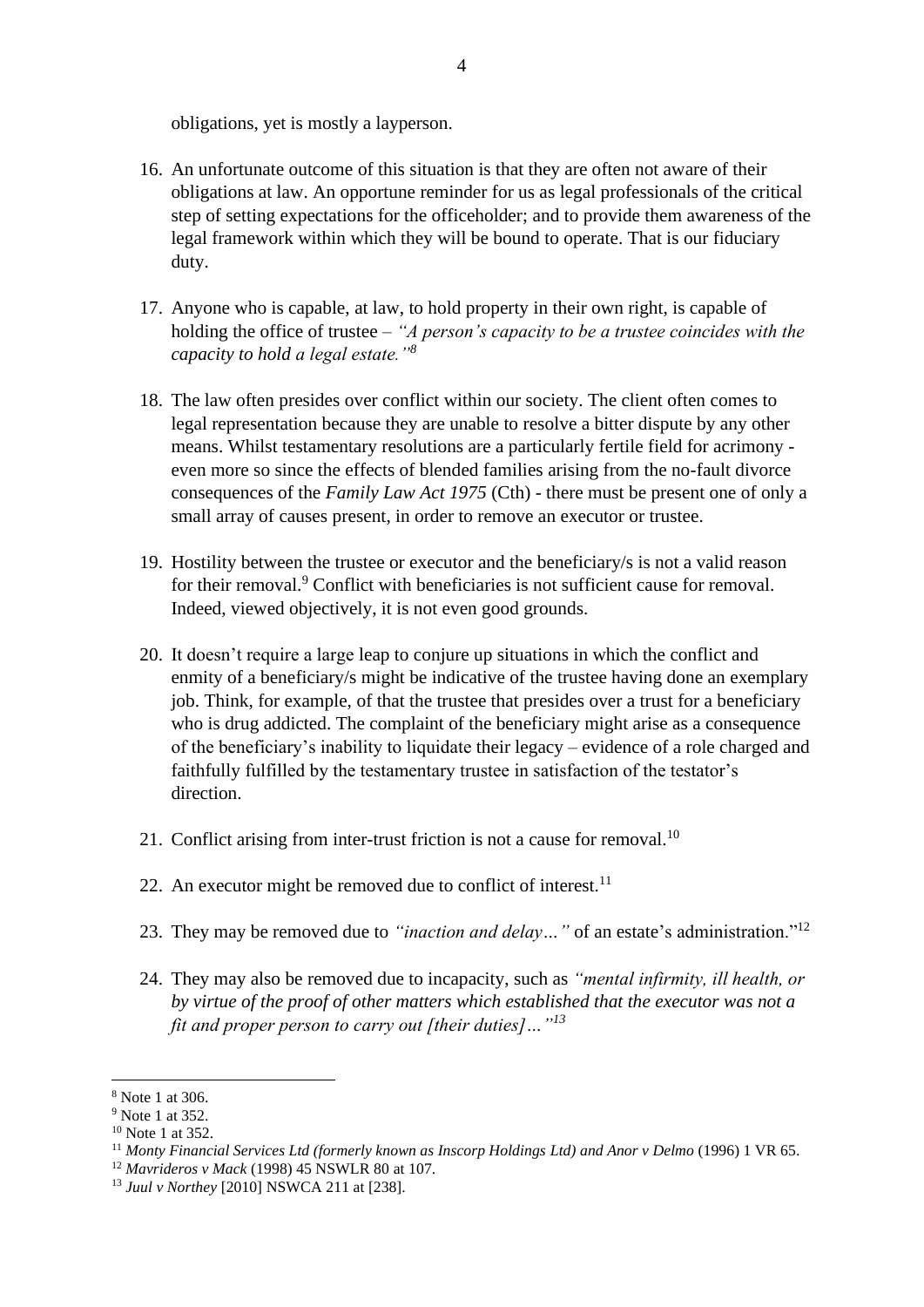obligations, yet is mostly a layperson.

16. An unfortunate outcome of this situation is that they are often not aware of their obligations at law. An opportune reminder for us as legal professionals of the critical step of setting expectations for the officeholder; and to provide them awareness of the legal framework within which they will be bound to operate. That is our fiduciary duty.

17. Anyone who is capable, at law, to hold property in their own right, is capable of holding the office of trustee – *"A person's capacity to be a trustee coincides with the capacity to hold a legal estate."*[8]

18. The law often presides over conflict within our society. The client often comes to legal representation because they are unable to resolve a bitter dispute by any other means. Whilst testamentary resolutions are a particularly fertile field for acrimony - even more so since the effects of blended families arising from the no-fault divorce consequences of the *Family Law Act 1975* (Cth) - there must be present one of only a small array of causes present, in order to remove an executor or trustee.

19. Hostility between the trustee or executor and the beneficiary/s is not a valid reason for their removal.[9] Conflict with beneficiaries is not sufficient cause for removal. Indeed, viewed objectively, it is not even good grounds.

20. It doesn't require a large leap to conjure up situations in which the conflict and enmity of a beneficiary/s might be indicative of the trustee having done an exemplary job. Think, for example, of that the trustee that presides over a trust for a beneficiary who is drug addicted. The complaint of the beneficiary might arise as a consequence of the beneficiary's inability to liquidate their legacy – evidence of a role charged and faithfully fulfilled by the testamentary trustee in satisfaction of the testator's direction.

21. Conflict arising from inter-trust friction is not a cause for removal.[10]

22. An executor might be removed due to conflict of interest.[11]

23. They may be removed due to *"inaction and delay…"* of an estate's administration."[12]

24. They may also be removed due to incapacity, such as *"mental infirmity, ill health, or by virtue of the proof of other matters which established that the executor was not a fit and proper person to carry out [their duties]…"*[13]

---

[8] Note 1 at 306.
[9] Note 1 at 352.
[10] Note 1 at 352.
[11] *Monty Financial Services Ltd (formerly known as Inscorp Holdings Ltd) and Anor v Delmo* (1996) 1 VR 65.
[12] *Mavrideros v Mack* (1998) 45 NSWLR 80 at 107.
[13] *Juul v Northey* [2010] NSWCA 211 at [238].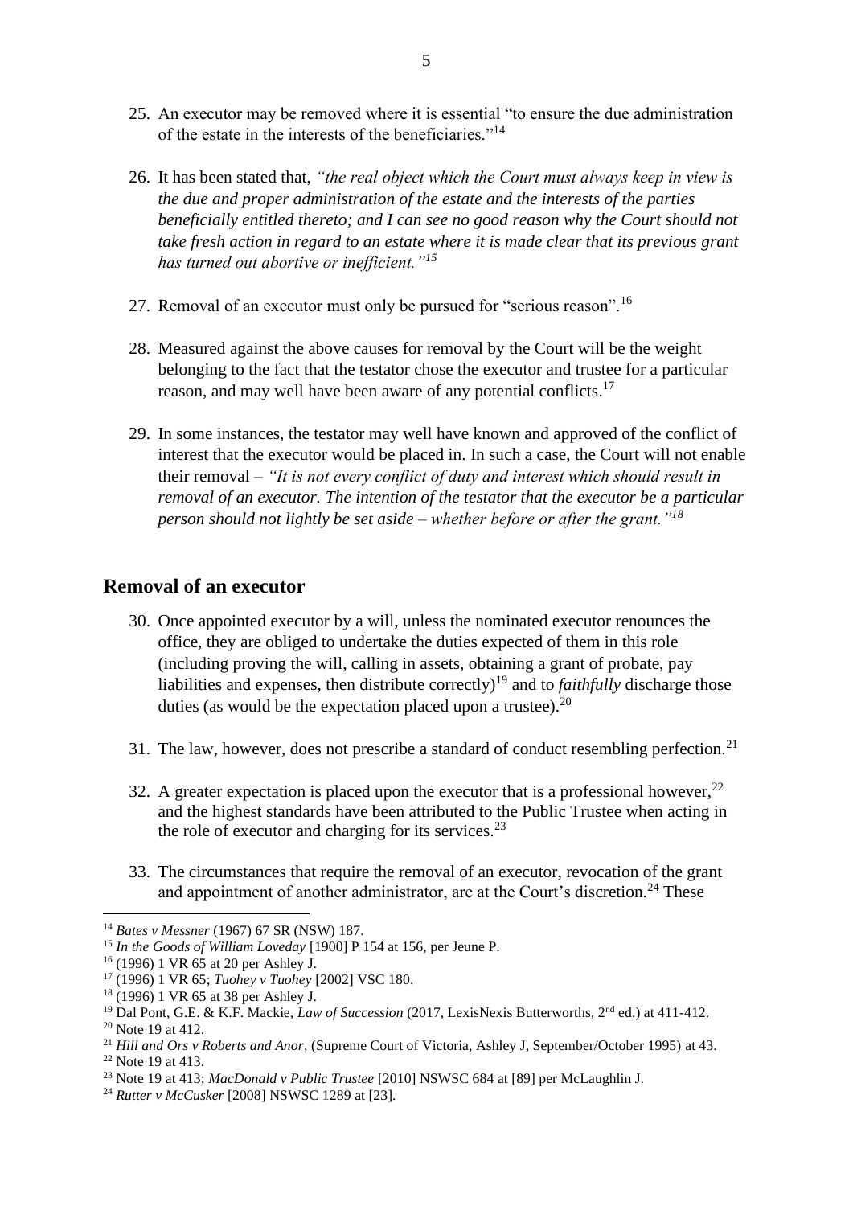25. An executor may be removed where it is essential "to ensure the due administration of the estate in the interests of the beneficiaries."[14]

26. It has been stated that, *"the real object which the Court must always keep in view is the due and proper administration of the estate and the interests of the parties beneficially entitled thereto; and I can see no good reason why the Court should not take fresh action in regard to an estate where it is made clear that its previous grant has turned out abortive or inefficient."*[15]

27. Removal of an executor must only be pursued for "serious reason".[16]

28. Measured against the above causes for removal by the Court will be the weight belonging to the fact that the testator chose the executor and trustee for a particular reason, and may well have been aware of any potential conflicts.[17]

29. In some instances, the testator may well have known and approved of the conflict of interest that the executor would be placed in. In such a case, the Court will not enable their removal – *"It is not every conflict of duty and interest which should result in removal of an executor. The intention of the testator that the executor be a particular person should not lightly be set aside – whether before or after the grant."*[18]

## Removal of an executor

30. Once appointed executor by a will, unless the nominated executor renounces the office, they are obliged to undertake the duties expected of them in this role (including proving the will, calling in assets, obtaining a grant of probate, pay liabilities and expenses, then distribute correctly)[19] and to *faithfully* discharge those duties (as would be the expectation placed upon a trustee).[20]

31. The law, however, does not prescribe a standard of conduct resembling perfection.[21]

32. A greater expectation is placed upon the executor that is a professional however,[22] and the highest standards have been attributed to the Public Trustee when acting in the role of executor and charging for its services.[23]

33. The circumstances that require the removal of an executor, revocation of the grant and appointment of another administrator, are at the Court's discretion.[24] These

---

[14] *Bates v Messner* (1967) 67 SR (NSW) 187.

[15] *In the Goods of William Loveday* [1900] P 154 at 156, per Jeune P.

[16] (1996) 1 VR 65 at 20 per Ashley J.

[17] (1996) 1 VR 65; *Tuohey v Tuohey* [2002] VSC 180.

[18] (1996) 1 VR 65 at 38 per Ashley J.

[19] Dal Pont, G.E. & K.F. Mackie, *Law of Succession* (2017, LexisNexis Butterworths, 2nd ed.) at 411-412.

[20] Note 19 at 412.

[21] *Hill and Ors v Roberts and Anor*, (Supreme Court of Victoria, Ashley J, September/October 1995) at 43.

[22] Note 19 at 413.

[23] Note 19 at 413; *MacDonald v Public Trustee* [2010] NSWSC 684 at [89] per McLaughlin J.

[24] *Rutter v McCusker* [2008] NSWSC 1289 at [23].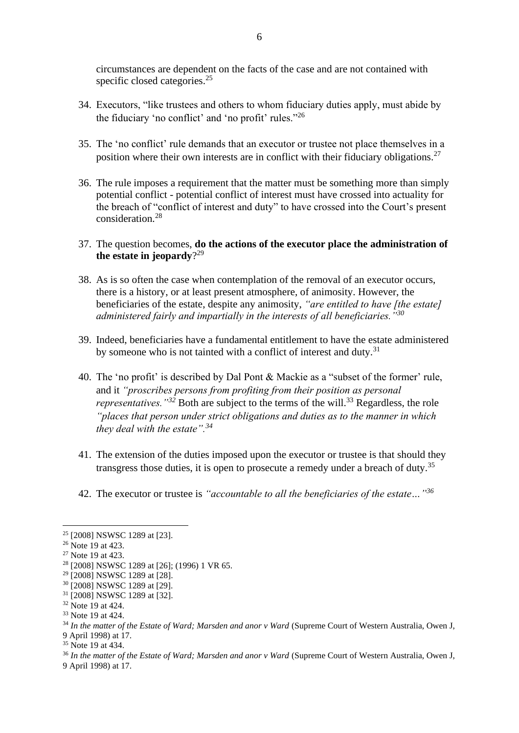circumstances are dependent on the facts of the case and are not contained with specific closed categories.[25]

34. Executors, "like trustees and others to whom fiduciary duties apply, must abide by the fiduciary 'no conflict' and 'no profit' rules."[26]

35. The 'no conflict' rule demands that an executor or trustee not place themselves in a position where their own interests are in conflict with their fiduciary obligations.[27]

36. The rule imposes a requirement that the matter must be something more than simply potential conflict - potential conflict of interest must have crossed into actuality for the breach of "conflict of interest and duty" to have crossed into the Court's present consideration.[28]

37. The question becomes, **do the actions of the executor place the administration of the estate in jeopardy**?[29]

38. As is so often the case when contemplation of the removal of an executor occurs, there is a history, or at least present atmosphere, of animosity. However, the beneficiaries of the estate, despite any animosity, *"are entitled to have [the estate] administered fairly and impartially in the interests of all beneficiaries."*[30]

39. Indeed, beneficiaries have a fundamental entitlement to have the estate administered by someone who is not tainted with a conflict of interest and duty.[31]

40. The 'no profit' is described by Dal Pont & Mackie as a "subset of the former' rule, and it *"proscribes persons from profiting from their position as personal representatives."*[32] Both are subject to the terms of the will.[33] Regardless, the role *"places that person under strict obligations and duties as to the manner in which they deal with the estate".*[34]

41. The extension of the duties imposed upon the executor or trustee is that should they transgress those duties, it is open to prosecute a remedy under a breach of duty.[35]

42. The executor or trustee is *"accountable to all the beneficiaries of the estate…"*[36]

---

[25] [2008] NSWSC 1289 at [23].
[26] Note 19 at 423.
[27] Note 19 at 423.
[28] [2008] NSWSC 1289 at [26]; (1996) 1 VR 65.
[29] [2008] NSWSC 1289 at [28].
[30] [2008] NSWSC 1289 at [29].
[31] [2008] NSWSC 1289 at [32].
[32] Note 19 at 424.
[33] Note 19 at 424.
[34] *In the matter of the Estate of Ward; Marsden and anor v Ward* (Supreme Court of Western Australia, Owen J, 9 April 1998) at 17.
[35] Note 19 at 434.
[36] *In the matter of the Estate of Ward; Marsden and anor v Ward* (Supreme Court of Western Australia, Owen J, 9 April 1998) at 17.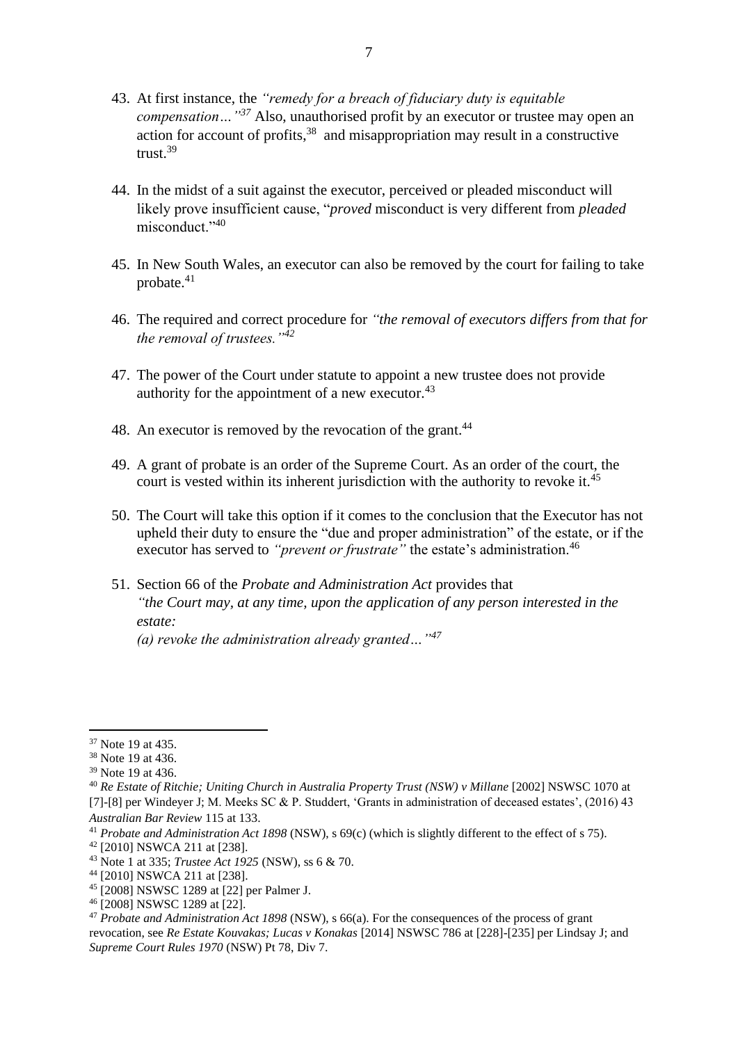43. At first instance, the *"remedy for a breach of fiduciary duty is equitable compensation…"*[37] Also, unauthorised profit by an executor or trustee may open an action for account of profits,[38] and misappropriation may result in a constructive trust.[39]

44. In the midst of a suit against the executor, perceived or pleaded misconduct will likely prove insufficient cause, "*proved* misconduct is very different from *pleaded* misconduct."[40]

45. In New South Wales, an executor can also be removed by the court for failing to take probate.[41]

46. The required and correct procedure for *"the removal of executors differs from that for the removal of trustees."*[42]

47. The power of the Court under statute to appoint a new trustee does not provide authority for the appointment of a new executor.[43]

48. An executor is removed by the revocation of the grant.[44]

49. A grant of probate is an order of the Supreme Court. As an order of the court, the court is vested within its inherent jurisdiction with the authority to revoke it.[45]

50. The Court will take this option if it comes to the conclusion that the Executor has not upheld their duty to ensure the "due and proper administration" of the estate, or if the executor has served to *"prevent or frustrate"* the estate's administration.[46]

51. Section 66 of the *Probate and Administration Act* provides that
*"the Court may, at any time, upon the application of any person interested in the estate:*
*(a) revoke the administration already granted…"*[47]

---

[37] Note 19 at 435.

[38] Note 19 at 436.

[39] Note 19 at 436.

[40] *Re Estate of Ritchie; Uniting Church in Australia Property Trust (NSW) v Millane* [2002] NSWSC 1070 at [7]-[8] per Windeyer J; M. Meeks SC & P. Studdert, 'Grants in administration of deceased estates', (2016) 43 *Australian Bar Review* 115 at 133.

[41] *Probate and Administration Act 1898* (NSW), s 69(c) (which is slightly different to the effect of s 75).

[42] [2010] NSWCA 211 at [238].

[43] Note 1 at 335; *Trustee Act 1925* (NSW), ss 6 & 70.

[44] [2010] NSWCA 211 at [238].

[45] [2008] NSWSC 1289 at [22] per Palmer J.

[46] [2008] NSWSC 1289 at [22].

[47] *Probate and Administration Act 1898* (NSW), s 66(a). For the consequences of the process of grant revocation, see *Re Estate Kouvakas; Lucas v Konakas* [2014] NSWSC 786 at [228]-[235] per Lindsay J; and *Supreme Court Rules 1970* (NSW) Pt 78, Div 7.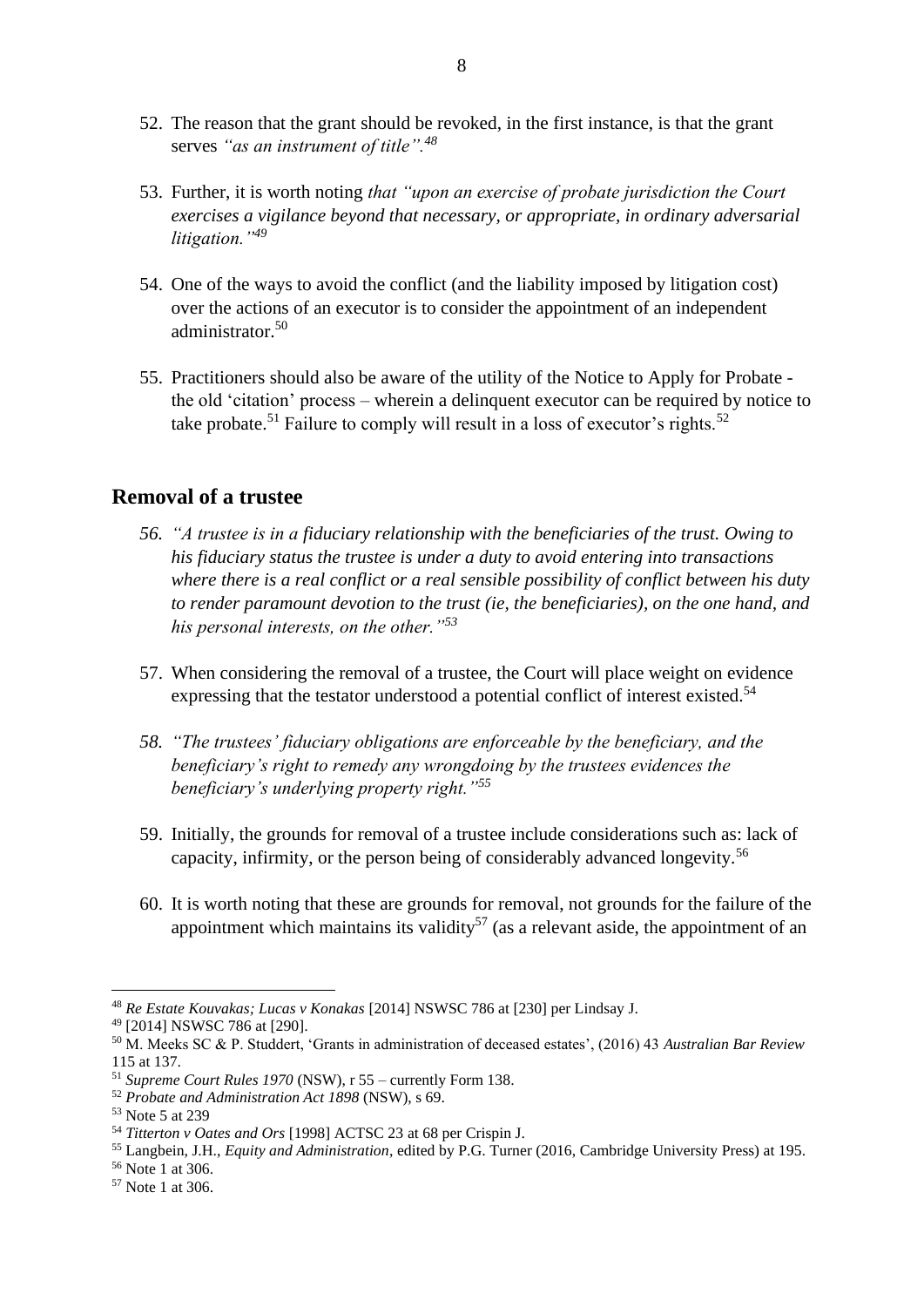52. The reason that the grant should be revoked, in the first instance, is that the grant serves *"as an instrument of title".*[48]

53. Further, it is worth noting *that "upon an exercise of probate jurisdiction the Court exercises a vigilance beyond that necessary, or appropriate, in ordinary adversarial litigation."*[49]

54. One of the ways to avoid the conflict (and the liability imposed by litigation cost) over the actions of an executor is to consider the appointment of an independent administrator.[50]

55. Practitioners should also be aware of the utility of the Notice to Apply for Probate - the old 'citation' process – wherein a delinquent executor can be required by notice to take probate.[51] Failure to comply will result in a loss of executor's rights.[52]

## Removal of a trustee

56. *"A trustee is in a fiduciary relationship with the beneficiaries of the trust. Owing to his fiduciary status the trustee is under a duty to avoid entering into transactions where there is a real conflict or a real sensible possibility of conflict between his duty to render paramount devotion to the trust (ie, the beneficiaries), on the one hand, and his personal interests, on the other."*[53]

57. When considering the removal of a trustee, the Court will place weight on evidence expressing that the testator understood a potential conflict of interest existed.[54]

58. *"The trustees' fiduciary obligations are enforceable by the beneficiary, and the beneficiary's right to remedy any wrongdoing by the trustees evidences the beneficiary's underlying property right."*[55]

59. Initially, the grounds for removal of a trustee include considerations such as: lack of capacity, infirmity, or the person being of considerably advanced longevity.[56]

60. It is worth noting that these are grounds for removal, not grounds for the failure of the appointment which maintains its validity[57] (as a relevant aside, the appointment of an

---

[48] *Re Estate Kouvakas; Lucas v Konakas* [2014] NSWSC 786 at [230] per Lindsay J.

[49] [2014] NSWSC 786 at [290].

[50] M. Meeks SC & P. Studdert, 'Grants in administration of deceased estates', (2016) 43 *Australian Bar Review* 115 at 137.

[51] *Supreme Court Rules 1970* (NSW), r 55 – currently Form 138.

[52] *Probate and Administration Act 1898* (NSW), s 69.

[53] Note 5 at 239

[54] *Titterton v Oates and Ors* [1998] ACTSC 23 at 68 per Crispin J.

[55] Langbein, J.H., *Equity and Administration*, edited by P.G. Turner (2016, Cambridge University Press) at 195.

[56] Note 1 at 306.

[57] Note 1 at 306.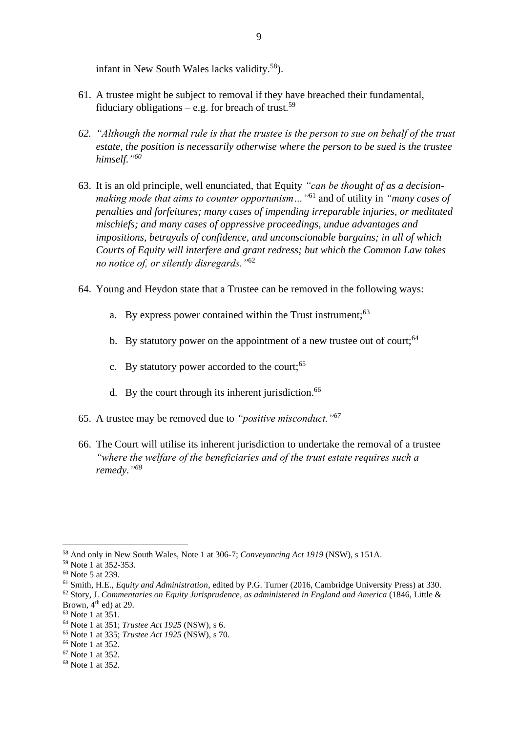infant in New South Wales lacks validity.[58]).

61. A trustee might be subject to removal if they have breached their fundamental, fiduciary obligations – e.g. for breach of trust.[59]

62. *"Although the normal rule is that the trustee is the person to sue on behalf of the trust estate, the position is necessarily otherwise where the person to be sued is the trustee himself."*[60]

63. It is an old principle, well enunciated, that Equity *"can be thought of as a decision-making mode that aims to counter opportunism…"*[61] and of utility in *"many cases of penalties and forfeitures; many cases of impending irreparable injuries, or meditated mischiefs; and many cases of oppressive proceedings, undue advantages and impositions, betrayals of confidence, and unconscionable bargains; in all of which Courts of Equity will interfere and grant redress; but which the Common Law takes no notice of, or silently disregards."*[62]

64. Young and Heydon state that a Trustee can be removed in the following ways:

    a. By express power contained within the Trust instrument;[63]

    b. By statutory power on the appointment of a new trustee out of court;[64]

    c. By statutory power accorded to the court;[65]

    d. By the court through its inherent jurisdiction.[66]

65. A trustee may be removed due to *"positive misconduct."*[67]

66. The Court will utilise its inherent jurisdiction to undertake the removal of a trustee *"where the welfare of the beneficiaries and of the trust estate requires such a remedy."*[68]

---

[58] And only in New South Wales, Note 1 at 306-7; *Conveyancing Act 1919* (NSW), s 151A.

[59] Note 1 at 352-353.

[60] Note 5 at 239.

[61] Smith, H.E., *Equity and Administration*, edited by P.G. Turner (2016, Cambridge University Press) at 330.

[62] Story, J. *Commentaries on Equity Jurisprudence, as administered in England and America* (1846, Little & Brown, 4th ed) at 29.

[63] Note 1 at 351.

[64] Note 1 at 351; *Trustee Act 1925* (NSW), s 6.

[65] Note 1 at 335; *Trustee Act 1925* (NSW), s 70.

[66] Note 1 at 352.

[67] Note 1 at 352.

[68] Note 1 at 352.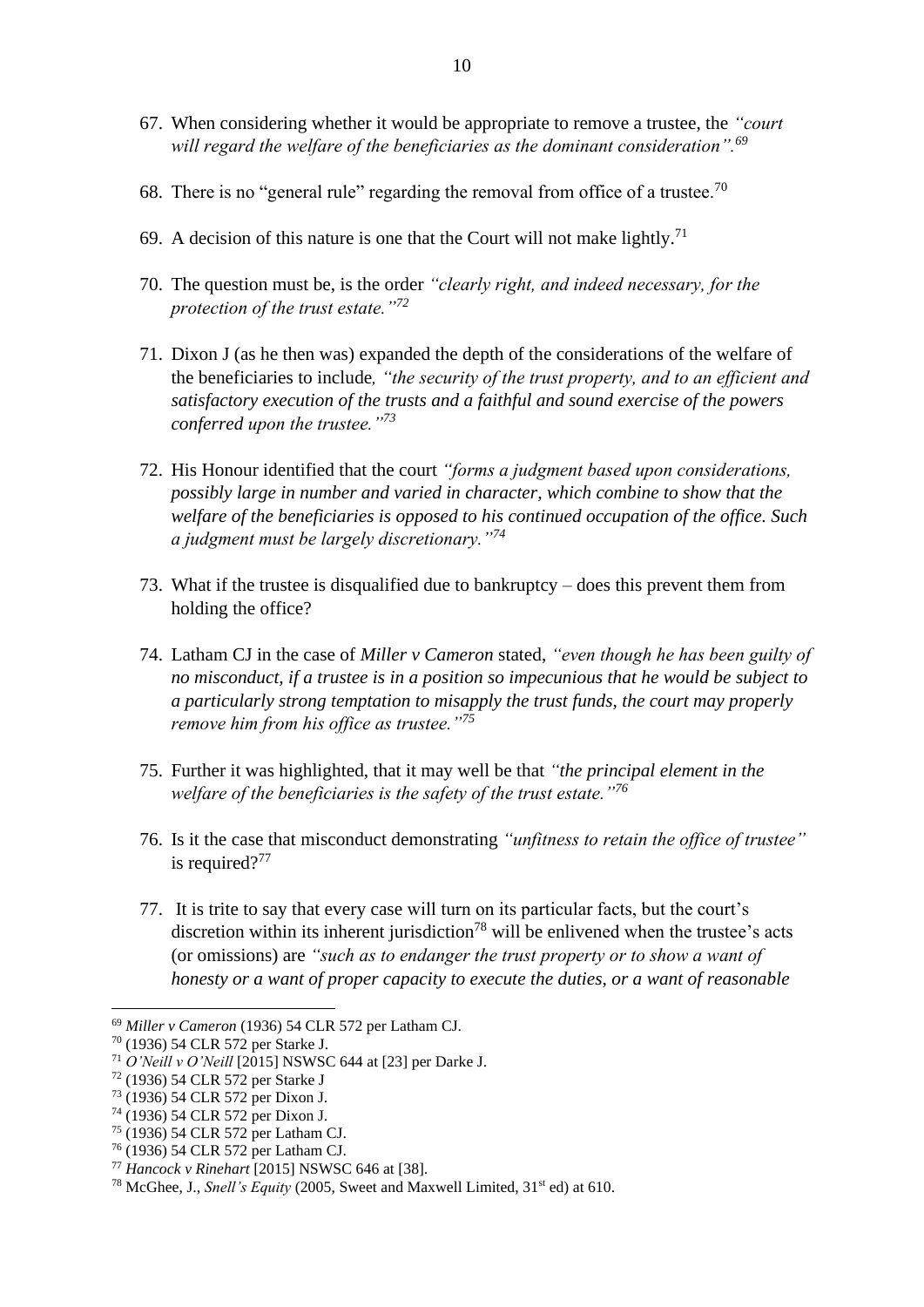67. When considering whether it would be appropriate to remove a trustee, the *"court will regard the welfare of the beneficiaries as the dominant consideration".*[69]

68. There is no "general rule" regarding the removal from office of a trustee.[70]

69. A decision of this nature is one that the Court will not make lightly.[71]

70. The question must be, is the order *"clearly right, and indeed necessary, for the protection of the trust estate."*[72]

71. Dixon J (as he then was) expanded the depth of the considerations of the welfare of the beneficiaries to include*, "the security of the trust property, and to an efficient and satisfactory execution of the trusts and a faithful and sound exercise of the powers conferred upon the trustee."*[73]

72. His Honour identified that the court *"forms a judgment based upon considerations, possibly large in number and varied in character, which combine to show that the welfare of the beneficiaries is opposed to his continued occupation of the office. Such a judgment must be largely discretionary."*[74]

73. What if the trustee is disqualified due to bankruptcy – does this prevent them from holding the office?

74. Latham CJ in the case of *Miller v Cameron* stated, *"even though he has been guilty of no misconduct, if a trustee is in a position so impecunious that he would be subject to a particularly strong temptation to misapply the trust funds, the court may properly remove him from his office as trustee."*[75]

75. Further it was highlighted, that it may well be that *"the principal element in the welfare of the beneficiaries is the safety of the trust estate."*[76]

76. Is it the case that misconduct demonstrating *"unfitness to retain the office of trustee"* is required?[77]

77. It is trite to say that every case will turn on its particular facts, but the court's discretion within its inherent jurisdiction[78] will be enlivened when the trustee's acts (or omissions) are *"such as to endanger the trust property or to show a want of honesty or a want of proper capacity to execute the duties, or a want of reasonable*

---

[69] *Miller v Cameron* (1936) 54 CLR 572 per Latham CJ.
[70] (1936) 54 CLR 572 per Starke J.
[71] *O'Neill v O'Neill* [2015] NSWSC 644 at [23] per Darke J.
[72] (1936) 54 CLR 572 per Starke J
[73] (1936) 54 CLR 572 per Dixon J.
[74] (1936) 54 CLR 572 per Dixon J.
[75] (1936) 54 CLR 572 per Latham CJ.
[76] (1936) 54 CLR 572 per Latham CJ.
[77] *Hancock v Rinehart* [2015] NSWSC 646 at [38].
[78] McGhee, J., *Snell's Equity* (2005, Sweet and Maxwell Limited, 31st ed) at 610.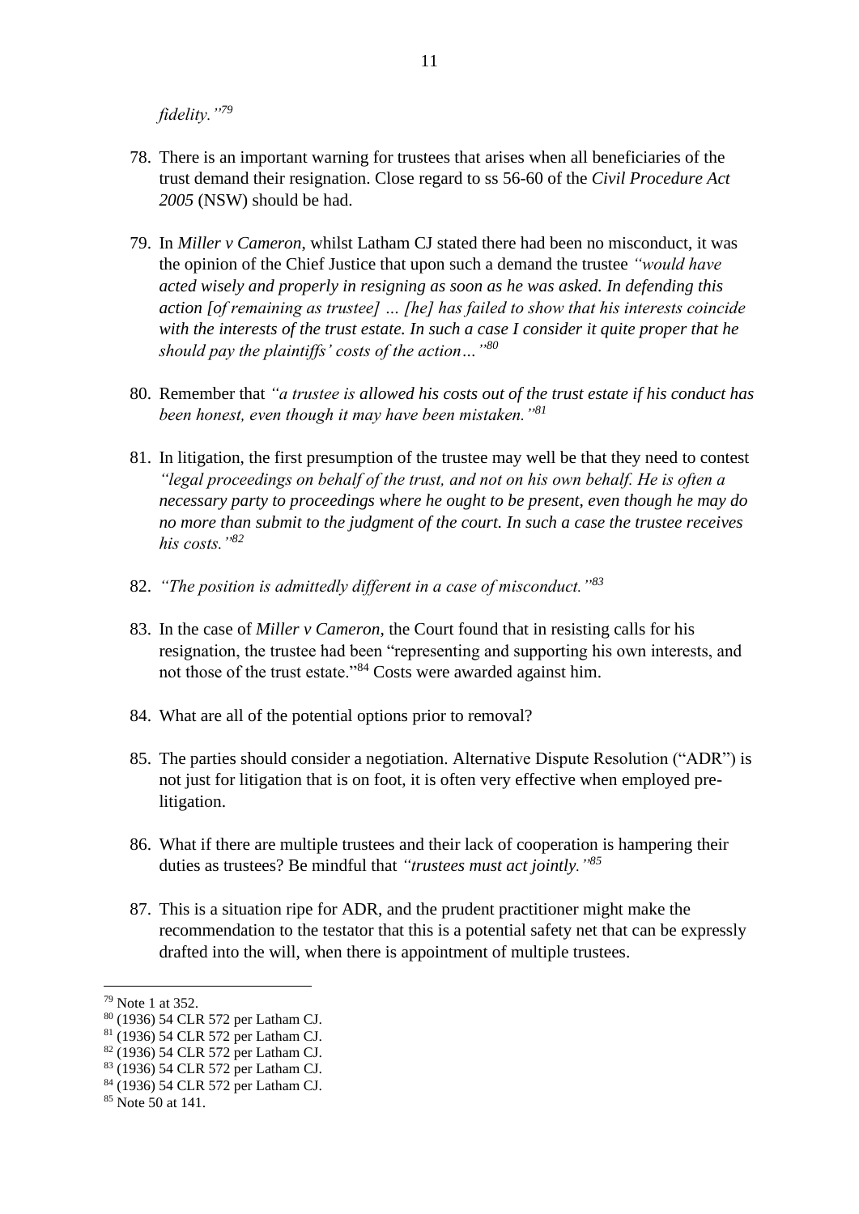*fidelity."*[79]

78. There is an important warning for trustees that arises when all beneficiaries of the trust demand their resignation. Close regard to ss 56-60 of the *Civil Procedure Act 2005* (NSW) should be had.

79. In *Miller v Cameron*, whilst Latham CJ stated there had been no misconduct, it was the opinion of the Chief Justice that upon such a demand the trustee *"would have acted wisely and properly in resigning as soon as he was asked. In defending this action [of remaining as trustee] … [he] has failed to show that his interests coincide with the interests of the trust estate. In such a case I consider it quite proper that he should pay the plaintiffs' costs of the action…"*[80]

80. Remember that *"a trustee is allowed his costs out of the trust estate if his conduct has been honest, even though it may have been mistaken."*[81]

81. In litigation, the first presumption of the trustee may well be that they need to contest *"legal proceedings on behalf of the trust, and not on his own behalf. He is often a necessary party to proceedings where he ought to be present, even though he may do no more than submit to the judgment of the court. In such a case the trustee receives his costs."*[82]

82. *"The position is admittedly different in a case of misconduct."*[83]

83. In the case of *Miller v Cameron*, the Court found that in resisting calls for his resignation, the trustee had been "representing and supporting his own interests, and not those of the trust estate."[84] Costs were awarded against him.

84. What are all of the potential options prior to removal?

85. The parties should consider a negotiation. Alternative Dispute Resolution ("ADR") is not just for litigation that is on foot, it is often very effective when employed pre-litigation.

86. What if there are multiple trustees and their lack of cooperation is hampering their duties as trustees? Be mindful that *"trustees must act jointly."*[85]

87. This is a situation ripe for ADR, and the prudent practitioner might make the recommendation to the testator that this is a potential safety net that can be expressly drafted into the will, when there is appointment of multiple trustees.

---

[79] Note 1 at 352.
[80] (1936) 54 CLR 572 per Latham CJ.
[81] (1936) 54 CLR 572 per Latham CJ.
[82] (1936) 54 CLR 572 per Latham CJ.
[83] (1936) 54 CLR 572 per Latham CJ.
[84] (1936) 54 CLR 572 per Latham CJ.
[85] Note 50 at 141.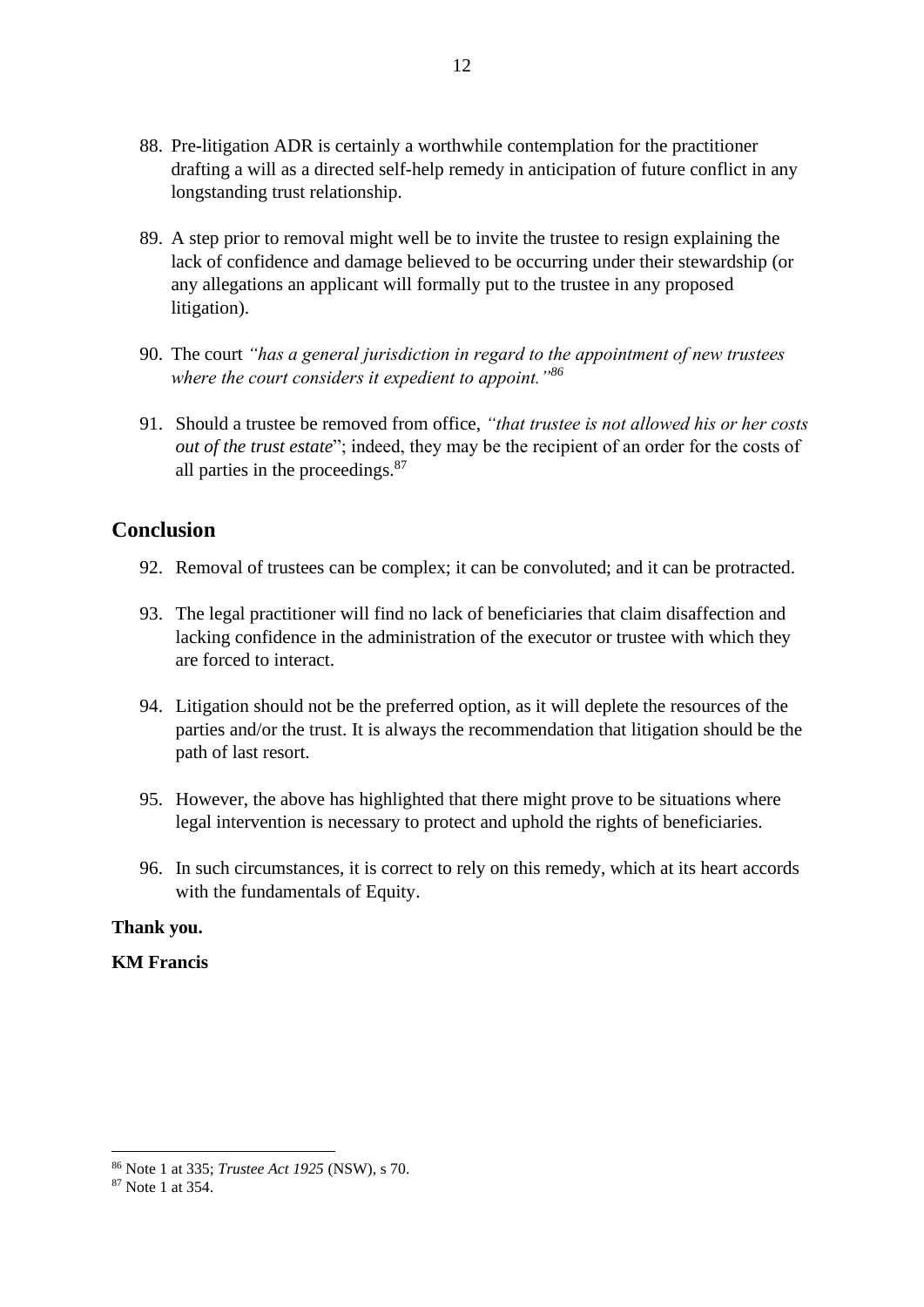88. Pre-litigation ADR is certainly a worthwhile contemplation for the practitioner drafting a will as a directed self-help remedy in anticipation of future conflict in any longstanding trust relationship.

89. A step prior to removal might well be to invite the trustee to resign explaining the lack of confidence and damage believed to be occurring under their stewardship (or any allegations an applicant will formally put to the trustee in any proposed litigation).

90. The court *"has a general jurisdiction in regard to the appointment of new trustees where the court considers it expedient to appoint."*[86]

91. Should a trustee be removed from office, *"that trustee is not allowed his or her costs out of the trust estate*"; indeed, they may be the recipient of an order for the costs of all parties in the proceedings.[87]

## Conclusion

92. Removal of trustees can be complex; it can be convoluted; and it can be protracted.

93. The legal practitioner will find no lack of beneficiaries that claim disaffection and lacking confidence in the administration of the executor or trustee with which they are forced to interact.

94. Litigation should not be the preferred option, as it will deplete the resources of the parties and/or the trust. It is always the recommendation that litigation should be the path of last resort.

95. However, the above has highlighted that there might prove to be situations where legal intervention is necessary to protect and uphold the rights of beneficiaries.

96. In such circumstances, it is correct to rely on this remedy, which at its heart accords with the fundamentals of Equity.

**Thank you.**

**KM Francis**

---

[86] Note 1 at 335; *Trustee Act 1925* (NSW), s 70.

[87] Note 1 at 354.